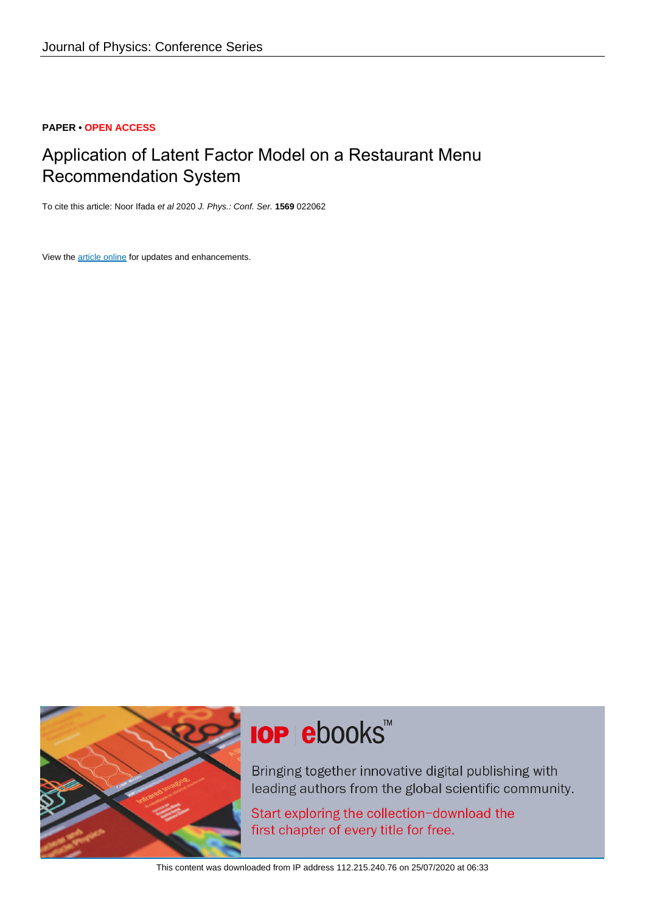Journal of Physics: Conference Series

**PAPER • OPEN ACCESS**

# Application of Latent Factor Model on a Restaurant Menu Recommendation System

To cite this article: Noor Ifada *et al* 2020 *J. Phys.: Conf. Ser.* **1569** 022062

View the article online for updates and enhancements.

This content was downloaded from IP address 112.215.240.76 on 25/07/2020 at 06:33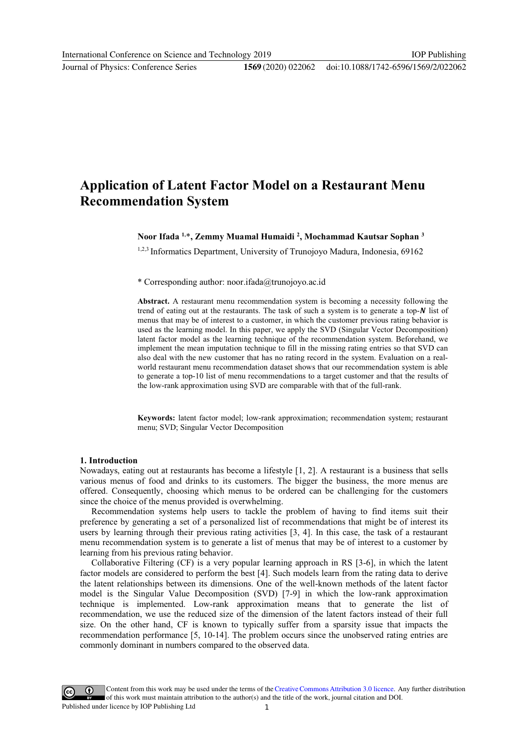# Application of Latent Factor Model on a Restaurant Menu Recommendation System

**Noor Ifada [1,*], Zemmy Muamal Humaidi [2], Mochammad Kautsar Sophan [3]**

[1,2,3] Informatics Department, University of Trunojoyo Madura, Indonesia, 69162

\* Corresponding author: noor.ifada@trunojoyo.ac.id

**Abstract.** A restaurant menu recommendation system is becoming a necessity following the trend of eating out at the restaurants. The task of such a system is to generate a top-$N$ list of menus that may be of interest to a customer, in which the customer previous rating behavior is used as the learning model. In this paper, we apply the SVD (Singular Vector Decomposition) latent factor model as the learning technique of the recommendation system. Beforehand, we implement the mean imputation technique to fill in the missing rating entries so that SVD can also deal with the new customer that has no rating record in the system. Evaluation on a real-world restaurant menu recommendation dataset shows that our recommendation system is able to generate a top-10 list of menu recommendations to a target customer and that the results of the low-rank approximation using SVD are comparable with that of the full-rank.

**Keywords:** latent factor model; low-rank approximation; recommendation system; restaurant menu; SVD; Singular Vector Decomposition

## 1. Introduction

Nowadays, eating out at restaurants has become a lifestyle [1, 2]. A restaurant is a business that sells various menus of food and drinks to its customers. The bigger the business, the more menus are offered. Consequently, choosing which menus to be ordered can be challenging for the customers since the choice of the menus provided is overwhelming.

Recommendation systems help users to tackle the problem of having to find items suit their preference by generating a set of a personalized list of recommendations that might be of interest its users by learning through their previous rating activities [3, 4]. In this case, the task of a restaurant menu recommendation system is to generate a list of menus that may be of interest to a customer by learning from his previous rating behavior.

Collaborative Filtering (CF) is a very popular learning approach in RS [3-6], in which the latent factor models are considered to perform the best [4]. Such models learn from the rating data to derive the latent relationships between its dimensions. One of the well-known methods of the latent factor model is the Singular Value Decomposition (SVD) [7-9] in which the low-rank approximation technique is implemented. Low-rank approximation means that to generate the list of recommendation, we use the reduced size of the dimension of the latent factors instead of their full size. On the other hand, CF is known to typically suffer from a sparsity issue that impacts the recommendation performance [5, 10-14]. The problem occurs since the unobserved rating entries are commonly dominant in numbers compared to the observed data.

Content from this work may be used under the terms of the Creative Commons Attribution 3.0 licence. Any further distribution of this work must maintain attribution to the author(s) and the title of the work, journal citation and DOI.
Published under licence by IOP Publishing Ltd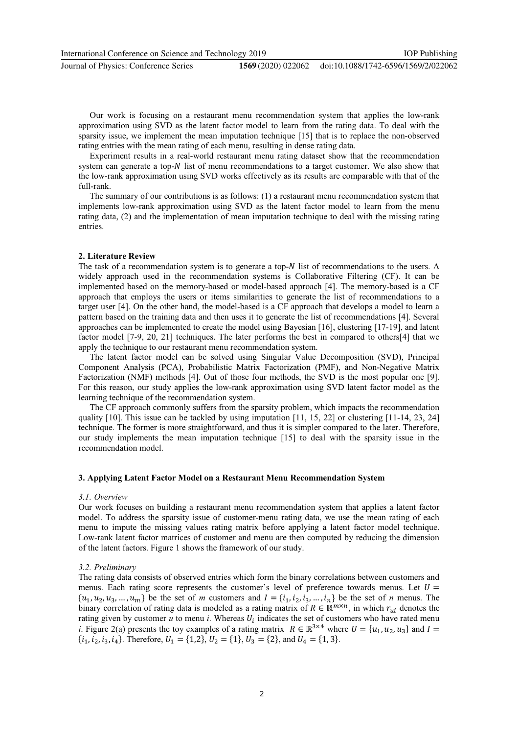Our work is focusing on a restaurant menu recommendation system that applies the low-rank approximation using SVD as the latent factor model to learn from the rating data. To deal with the sparsity issue, we implement the mean imputation technique [15] that is to replace the non-observed rating entries with the mean rating of each menu, resulting in dense rating data.

Experiment results in a real-world restaurant menu rating dataset show that the recommendation system can generate a top-$N$ list of menu recommendations to a target customer. We also show that the low-rank approximation using SVD works effectively as its results are comparable with that of the full-rank.

The summary of our contributions is as follows: (1) a restaurant menu recommendation system that implements low-rank approximation using SVD as the latent factor model to learn from the menu rating data, (2) and the implementation of mean imputation technique to deal with the missing rating entries.

## 2. Literature Review

The task of a recommendation system is to generate a top-$N$ list of recommendations to the users. A widely approach used in the recommendation systems is Collaborative Filtering (CF). It can be implemented based on the memory-based or model-based approach [4]. The memory-based is a CF approach that employs the users or items similarities to generate the list of recommendations to a target user [4]. On the other hand, the model-based is a CF approach that develops a model to learn a pattern based on the training data and then uses it to generate the list of recommendations [4]. Several approaches can be implemented to create the model using Bayesian [16], clustering [17-19], and latent factor model [7-9, 20, 21] techniques. The later performs the best in compared to others[4] that we apply the technique to our restaurant menu recommendation system.

The latent factor model can be solved using Singular Value Decomposition (SVD), Principal Component Analysis (PCA), Probabilistic Matrix Factorization (PMF), and Non-Negative Matrix Factorization (NMF) methods [4]. Out of those four methods, the SVD is the most popular one [9]. For this reason, our study applies the low-rank approximation using SVD latent factor model as the learning technique of the recommendation system.

The CF approach commonly suffers from the sparsity problem, which impacts the recommendation quality [10]. This issue can be tackled by using imputation [11, 15, 22] or clustering [11-14, 23, 24] technique. The former is more straightforward, and thus it is simpler compared to the later. Therefore, our study implements the mean imputation technique [15] to deal with the sparsity issue in the recommendation model.

## 3. Applying Latent Factor Model on a Restaurant Menu Recommendation System

### *3.1. Overview*

Our work focuses on building a restaurant menu recommendation system that applies a latent factor model. To address the sparsity issue of customer-menu rating data, we use the mean rating of each menu to impute the missing values rating matrix before applying a latent factor model technique. Low-rank latent factor matrices of customer and menu are then computed by reducing the dimension of the latent factors. Figure 1 shows the framework of our study.

### *3.2. Preliminary*

The rating data consists of observed entries which form the binary correlations between customers and menus. Each rating score represents the customer's level of preference towards menus. Let $U = \{u_1, u_2, u_3, \dots, u_m\}$ be the set of *m* customers and $I = \{i_1, i_2, i_3, \dots, i_n\}$ be the set of *n* menus. The binary correlation of rating data is modeled as a rating matrix of $R \in \mathbb{R}^{m \times n}$, in which $r_{ui}$ denotes the rating given by customer *u* to menu *i*. Whereas $U_i$ indicates the set of customers who have rated menu *i*. Figure 2(a) presents the toy examples of a rating matrix $R \in \mathbb{R}^{3 \times 4}$ where $U = \{u_1, u_2, u_3\}$ and $I = \{i_1, i_2, i_3, i_4\}$. Therefore, $U_1 = \{1,2\}$, $U_2 = \{1\}$, $U_3 = \{2\}$, and $U_4 = \{1, 3\}$.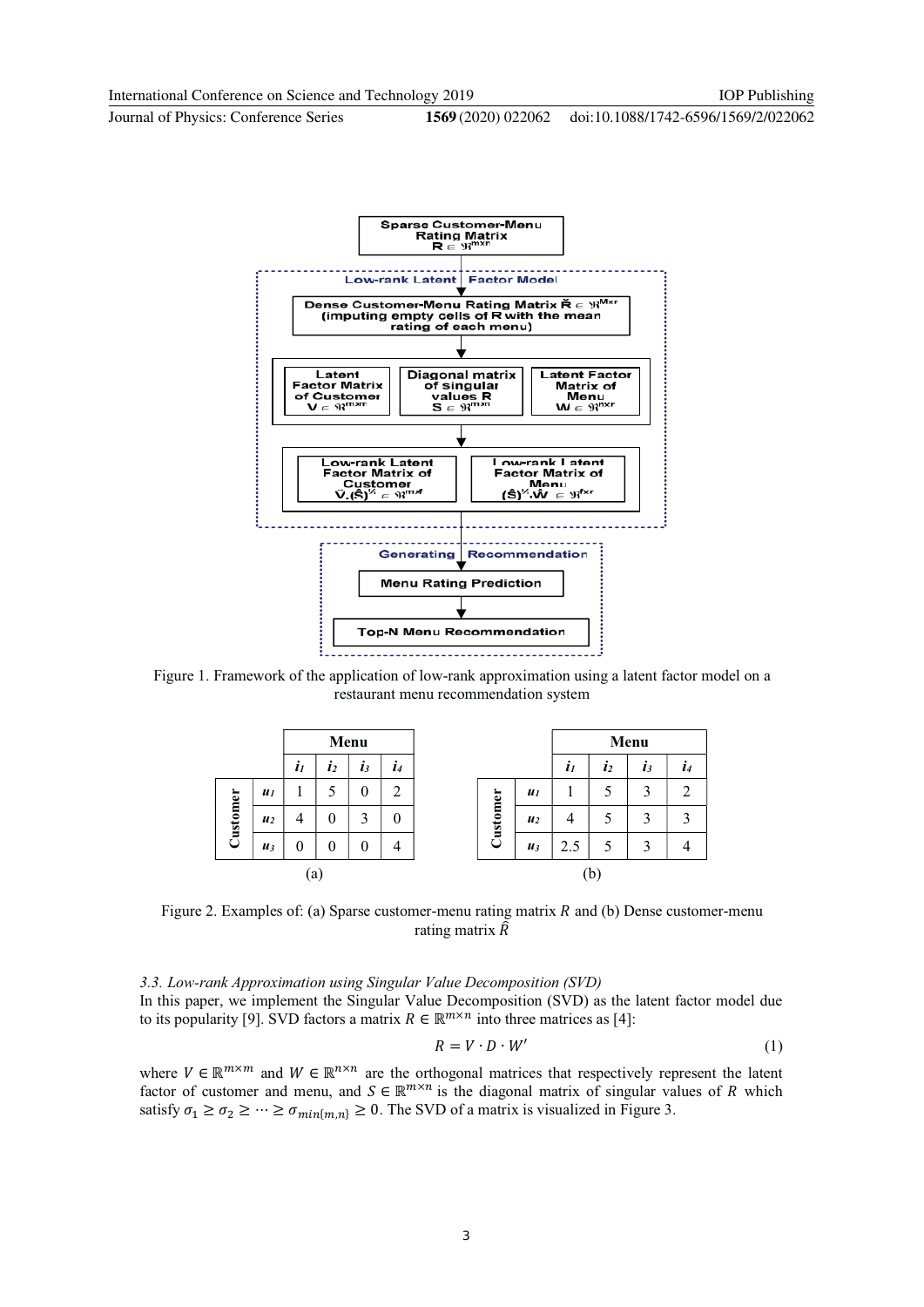Figure 1. Framework of the application of low-rank approximation using a latent factor model on a restaurant menu recommendation system

| | | Menu | | | |
|---|---|---|---|---|---|
| | | $i_1$ | $i_2$ | $i_3$ | $i_4$ |
| Customer | $u_1$ | 1 | 5 | 0 | 2 |
| | $u_2$ | 4 | 0 | 3 | 0 |
| | $u_3$ | 0 | 0 | 0 | 4 |

(a)

| | | Menu | | | |
|---|---|---|---|---|---|
| | | $i_1$ | $i_2$ | $i_3$ | $i_4$ |
| Customer | $u_1$ | 1 | 5 | 3 | 2 |
| | $u_2$ | 4 | 5 | 3 | 3 |
| | $u_3$ | 2.5 | 5 | 3 | 4 |

(b)

Figure 2. Examples of: (a) Sparse customer-menu rating matrix $R$ and (b) Dense customer-menu rating matrix $\hat{R}$

### *3.3. Low-rank Approximation using Singular Value Decomposition (SVD)*

In this paper, we implement the Singular Value Decomposition (SVD) as the latent factor model due to its popularity [9]. SVD factors a matrix $R \in \mathbb{R}^{m \times n}$ into three matrices as [4]:

$$R = V \cdot D \cdot W' \tag{1}$$

where $V \in \mathbb{R}^{m \times m}$ and $W \in \mathbb{R}^{n \times n}$ are the orthogonal matrices that respectively represent the latent factor of customer and menu, and $S \in \mathbb{R}^{m \times n}$ is the diagonal matrix of singular values of $R$ which satisfy $\sigma_1 \geq \sigma_2 \geq \cdots \geq \sigma_{min\{m,n\}} \geq 0$. The SVD of a matrix is visualized in Figure 3.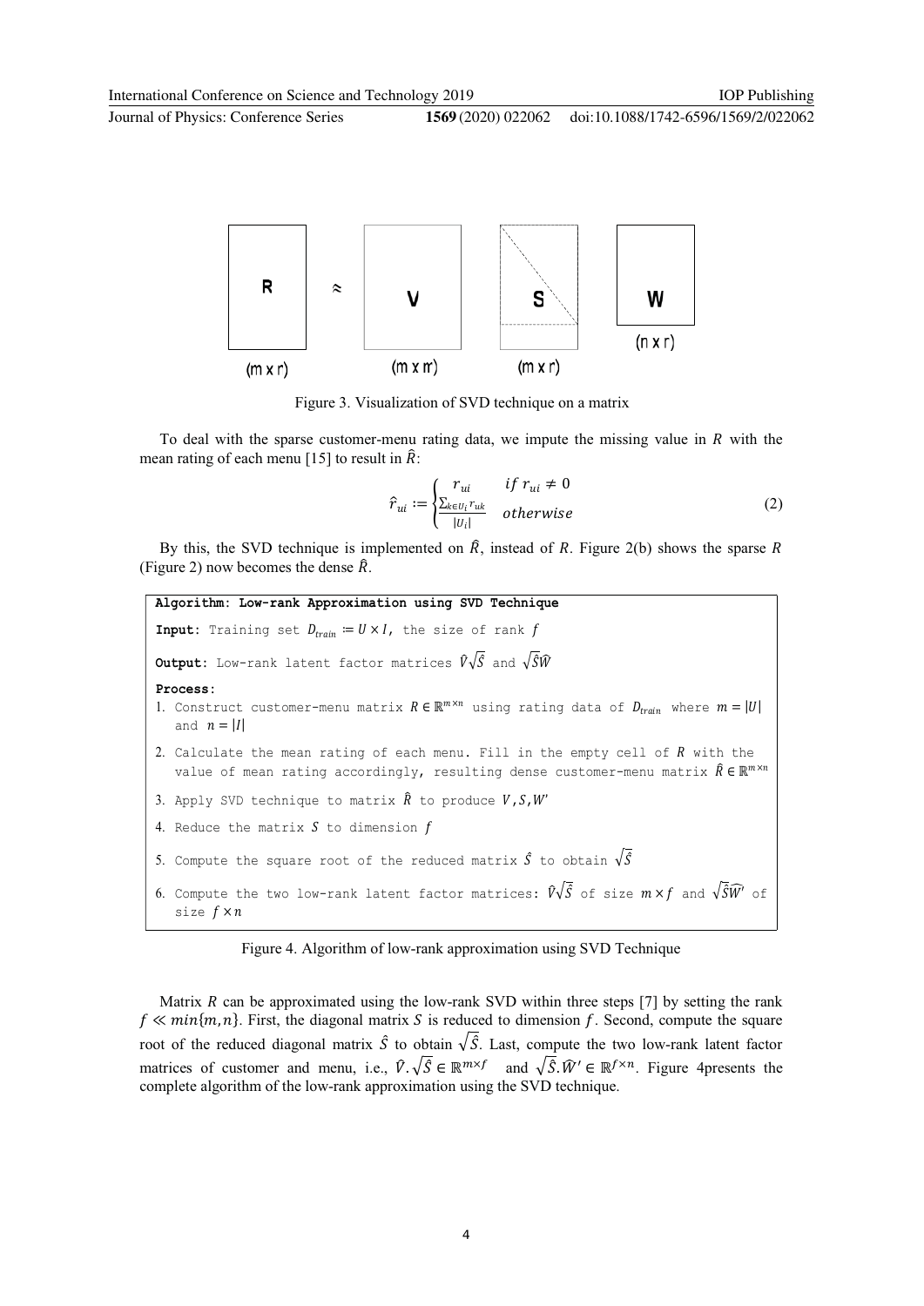Figure 3. Visualization of SVD technique on a matrix

To deal with the sparse customer-menu rating data, we impute the missing value in $R$ with the mean rating of each menu [15] to result in $\hat{R}$:

$$\hat{r}_{ui} := \begin{cases} r_{ui} & if\ r_{ui} \neq 0 \\ \frac{\sum_{k \in U_i} r_{uk}}{|U_i|} & otherwise \end{cases} \tag{2}$$

By this, the SVD technique is implemented on $\hat{R}$, instead of $R$. Figure 2(b) shows the sparse $R$ (Figure 2) now becomes the dense $\hat{R}$.

```
Algorithm: Low-rank Approximation using SVD Technique
Input: Training set D_train := U × I, the size of rank f
Output: Low-rank latent factor matrices V̂√Ŝ and √ŜŴ
Process:
1. Construct customer-menu matrix R ∈ ℝ^(m×n) using rating data of D_train where m = |U|
   and n = |I|
2. Calculate the mean rating of each menu. Fill in the empty cell of R with the
   value of mean rating accordingly, resulting dense customer-menu matrix R̂ ∈ ℝ^(m×n)
3. Apply SVD technique to matrix R̂ to produce V,S,W'
4. Reduce the matrix S to dimension f
5. Compute the square root of the reduced matrix Ŝ to obtain √Ŝ
6. Compute the two low-rank latent factor matrices: V̂√Ŝ of size m×f and √ŜŴ' of
   size f×n
```

Figure 4. Algorithm of low-rank approximation using SVD Technique

Matrix $R$ can be approximated using the low-rank SVD within three steps [7] by setting the rank $f \ll min\{m, n\}$. First, the diagonal matrix $S$ is reduced to dimension $f$. Second, compute the square root of the reduced diagonal matrix $\hat{S}$ to obtain $\sqrt{\hat{S}}$. Last, compute the two low-rank latent factor matrices of customer and menu, i.e., $\hat{V}.\sqrt{\hat{S}} \in \mathbb{R}^{m \times f}$ and $\sqrt{\hat{S}}.\hat{W}' \in \mathbb{R}^{f \times n}$. Figure 4presents the complete algorithm of the low-rank approximation using the SVD technique.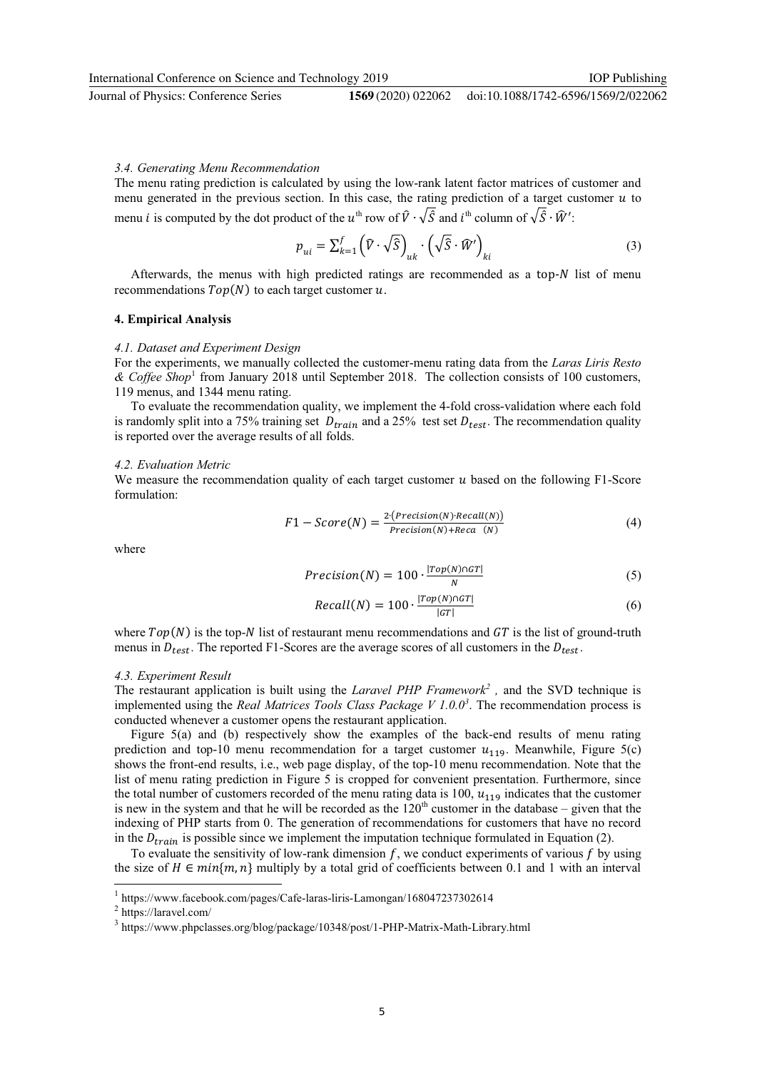### 3.4. Generating Menu Recommendation

The menu rating prediction is calculated by using the low-rank latent factor matrices of customer and menu generated in the previous section. In this case, the rating prediction of a target customer $u$ to menu $i$ is computed by the dot product of the $u^{\text{th}}$ row of $\hat{V} \cdot \sqrt{\hat{S}}$ and $i^{\text{th}}$ column of $\sqrt{\hat{S}} \cdot \hat{W}'$:

$$p_{ui} = \sum_{k=1}^{f} \left(\hat{V} \cdot \sqrt{\hat{S}}\right)_{uk} \cdot \left(\sqrt{\hat{S}} \cdot \hat{W}'\right)_{ki} \tag{3}$$

Afterwards, the menus with high predicted ratings are recommended as a top-$N$ list of menu recommendations $Top(N)$ to each target customer $u$.

## 4. Empirical Analysis

### 4.1. Dataset and Experiment Design

For the experiments, we manually collected the customer-menu rating data from the *Laras Liris Resto & Coffee Shop*[1] from January 2018 until September 2018. The collection consists of 100 customers, 119 menus, and 1344 menu rating.

To evaluate the recommendation quality, we implement the 4-fold cross-validation where each fold is randomly split into a 75% training set $D_{train}$ and a 25% test set $D_{test}$. The recommendation quality is reported over the average results of all folds.

### 4.2. Evaluation Metric

We measure the recommendation quality of each target customer $u$ based on the following F1-Score formulation:

$$F1 - Score(N) = \frac{2 \cdot \left(Precision(N) \cdot Recall(N)\right)}{Precision(N) + Recall(N)} \tag{4}$$

where

$$Precision(N) = 100 \cdot \frac{|Top(N) \cap GT|}{N} \tag{5}$$

$$Recall(N) = 100 \cdot \frac{|Top(N) \cap GT|}{|GT|} \tag{6}$$

where $Top(N)$ is the top-$N$ list of restaurant menu recommendations and $GT$ is the list of ground-truth menus in $D_{test}$. The reported F1-Scores are the average scores of all customers in the $D_{test}$.

### 4.3. Experiment Result

The restaurant application is built using the *Laravel PHP Framework*[2], and the SVD technique is implemented using the *Real Matrices Tools Class Package V 1.0.0*[3]. The recommendation process is conducted whenever a customer opens the restaurant application.

Figure 5(a) and (b) respectively show the examples of the back-end results of menu rating prediction and top-10 menu recommendation for a target customer $u_{119}$. Meanwhile, Figure 5(c) shows the front-end results, i.e., web page display, of the top-10 menu recommendation. Note that the list of menu rating prediction in Figure 5 is cropped for convenient presentation. Furthermore, since the total number of customers recorded of the menu rating data is 100, $u_{119}$ indicates that the customer is new in the system and that he will be recorded as the 120th customer in the database – given that the indexing of PHP starts from 0. The generation of recommendations for customers that have no record in the $D_{train}$ is possible since we implement the imputation technique formulated in Equation (2).

To evaluate the sensitivity of low-rank dimension $f$, we conduct experiments of various $f$ by using the size of $H \in min\{m, n\}$ multiply by a total grid of coefficients between 0.1 and 1 with an interval

---

[1] https://www.facebook.com/pages/Cafe-laras-liris-Lamongan/168047237302614

[2] https://laravel.com/

[3] https://www.phpclasses.org/blog/package/10348/post/1-PHP-Matrix-Math-Library.html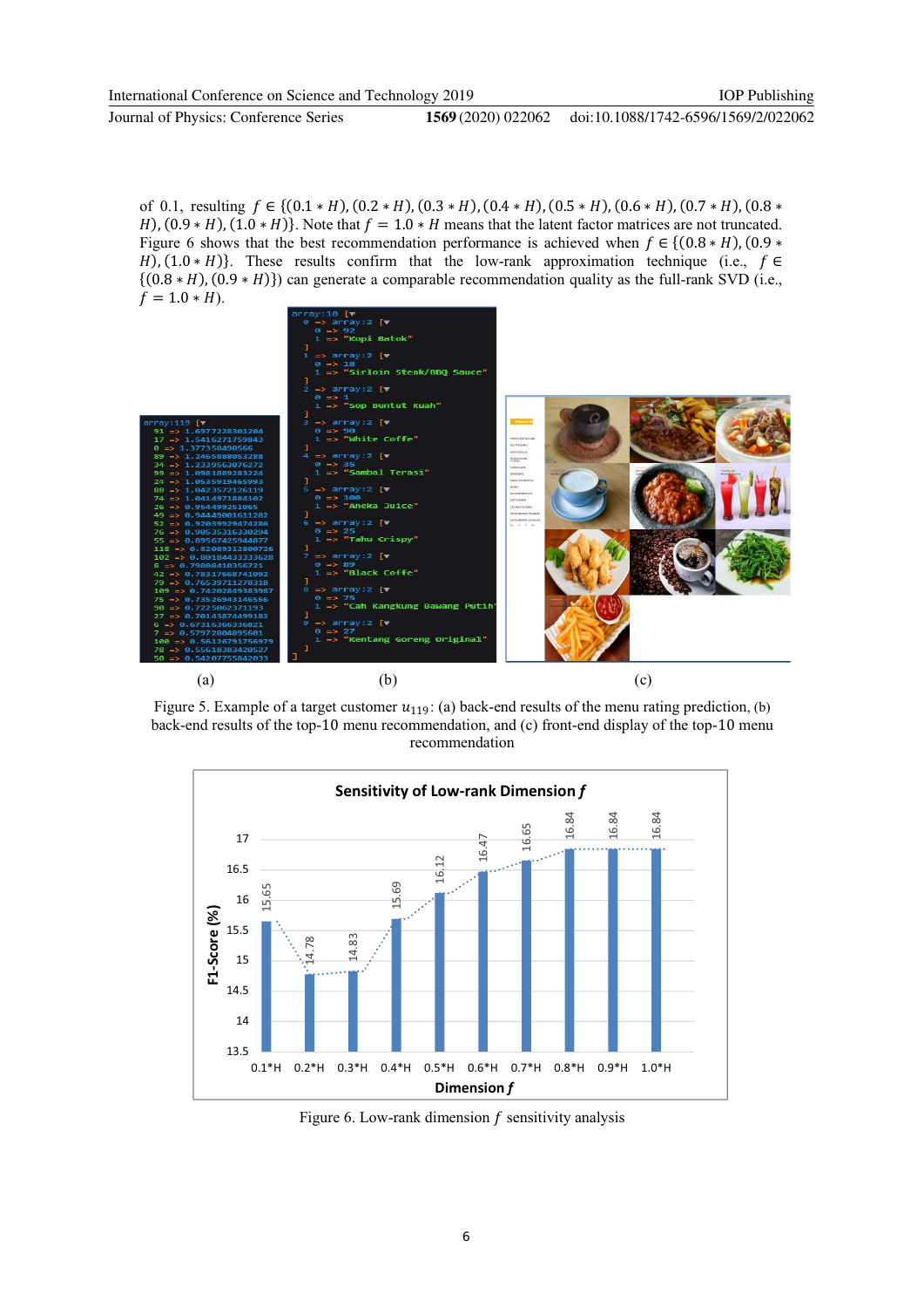of 0.1, resulting $f \in \{(0.1 * H), (0.2 * H), (0.3 * H), (0.4 * H), (0.5 * H), (0.6 * H), (0.7 * H), (0.8 * H), (0.9 * H), (1.0 * H)\}$. Note that $f = 1.0 * H$ means that the latent factor matrices are not truncated. Figure 6 shows that the best recommendation performance is achieved when $f \in \{(0.8 * H), (0.9 * H), (1.0 * H)\}$. These results confirm that the low-rank approximation technique (i.e., $f \in \{(0.8 * H), (0.9 * H)\}$) can generate a comparable recommendation quality as the full-rank SVD (i.e., $f = 1.0 * H$).

Figure 5. Example of a target customer $u_{119}$: (a) back-end results of the menu rating prediction, (b) back-end results of the top-10 menu recommendation, and (c) front-end display of the top-10 menu recommendation

Figure 6. Low-rank dimension $f$ sensitivity analysis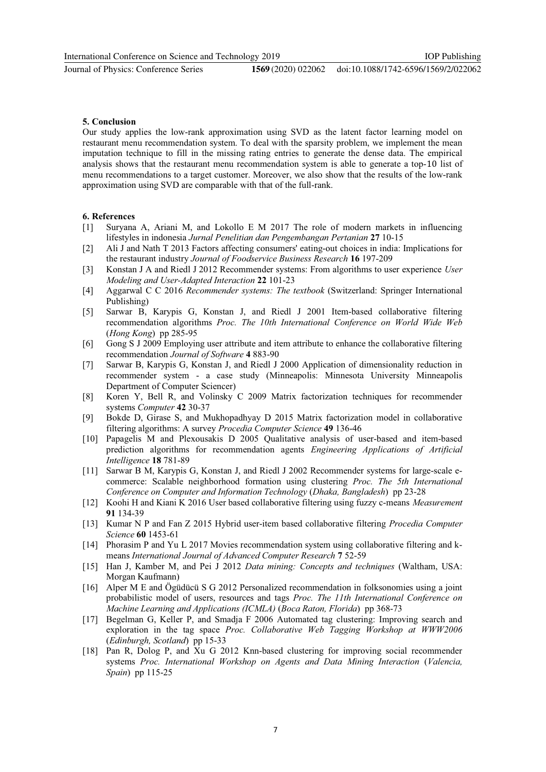## 5. Conclusion

Our study applies the low-rank approximation using SVD as the latent factor learning model on restaurant menu recommendation system. To deal with the sparsity problem, we implement the mean imputation technique to fill in the missing rating entries to generate the dense data. The empirical analysis shows that the restaurant menu recommendation system is able to generate a top-10 list of menu recommendations to a target customer. Moreover, we also show that the results of the low-rank approximation using SVD are comparable with that of the full-rank.

## 6. References

[1] Suryana A, Ariani M, and Lokollo E M 2017 The role of modern markets in influencing lifestyles in indonesia *Jurnal Penelitian dan Pengembangan Pertanian* **27** 10-15

[2] Ali J and Nath T 2013 Factors affecting consumers' eating-out choices in india: Implications for the restaurant industry *Journal of Foodservice Business Research* **16** 197-209

[3] Konstan J A and Riedl J 2012 Recommender systems: From algorithms to user experience *User Modeling and User-Adapted Interaction* **22** 101-23

[4] Aggarwal C C 2016 *Recommender systems: The textbook* (Switzerland: Springer International Publishing)

[5] Sarwar B, Karypis G, Konstan J, and Riedl J 2001 Item-based collaborative filtering recommendation algorithms *Proc. The 10th International Conference on World Wide Web* (*Hong Kong*) pp 285-95

[6] Gong S J 2009 Employing user attribute and item attribute to enhance the collaborative filtering recommendation *Journal of Software* **4** 883-90

[7] Sarwar B, Karypis G, Konstan J, and Riedl J 2000 Application of dimensionality reduction in recommender system - a case study (Minneapolis: Minnesota University Minneapolis Department of Computer Sciencer)

[8] Koren Y, Bell R, and Volinsky C 2009 Matrix factorization techniques for recommender systems *Computer* **42** 30-37

[9] Bokde D, Girase S, and Mukhopadhyay D 2015 Matrix factorization model in collaborative filtering algorithms: A survey *Procedia Computer Science* **49** 136-46

[10] Papagelis M and Plexousakis D 2005 Qualitative analysis of user-based and item-based prediction algorithms for recommendation agents *Engineering Applications of Artificial Intelligence* **18** 781-89

[11] Sarwar B M, Karypis G, Konstan J, and Riedl J 2002 Recommender systems for large-scale e-commerce: Scalable neighborhood formation using clustering *Proc. The 5th International Conference on Computer and Information Technology* (*Dhaka, Bangladesh*) pp 23-28

[12] Koohi H and Kiani K 2016 User based collaborative filtering using fuzzy c-means *Measurement* **91** 134-39

[13] Kumar N P and Fan Z 2015 Hybrid user-item based collaborative filtering *Procedia Computer Science* **60** 1453-61

[14] Phorasim P and Yu L 2017 Movies recommendation system using collaborative filtering and k-means *International Journal of Advanced Computer Research* **7** 52-59

[15] Han J, Kamber M, and Pei J 2012 *Data mining: Concepts and techniques* (Waltham, USA: Morgan Kaufmann)

[16] Alper M E and Ögüdücü S G 2012 Personalized recommendation in folksonomies using a joint probabilistic model of users, resources and tags *Proc. The 11th International Conference on Machine Learning and Applications (ICMLA)* (*Boca Raton, Florida*) pp 368-73

[17] Begelman G, Keller P, and Smadja F 2006 Automated tag clustering: Improving search and exploration in the tag space *Proc. Collaborative Web Tagging Workshop at WWW2006* (*Edinburgh, Scotland*) pp 15-33

[18] Pan R, Dolog P, and Xu G 2012 Knn-based clustering for improving social recommender systems *Proc. International Workshop on Agents and Data Mining Interaction* (*Valencia, Spain*) pp 115-25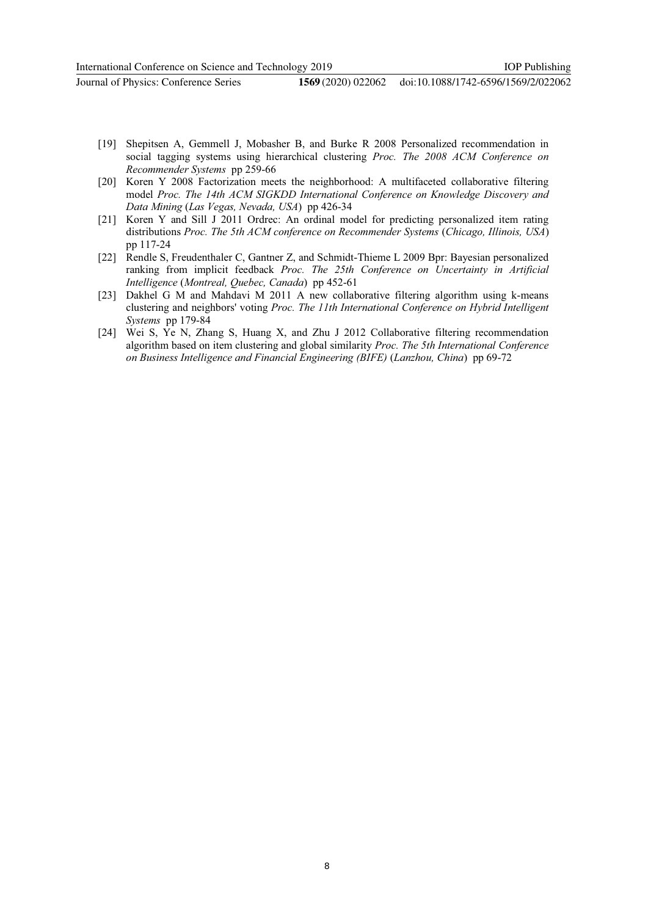[19] Shepitsen A, Gemmell J, Mobasher B, and Burke R 2008 Personalized recommendation in social tagging systems using hierarchical clustering *Proc. The 2008 ACM Conference on Recommender Systems* pp 259-66

[20] Koren Y 2008 Factorization meets the neighborhood: A multifaceted collaborative filtering model *Proc. The 14th ACM SIGKDD International Conference on Knowledge Discovery and Data Mining* (*Las Vegas, Nevada, USA*) pp 426-34

[21] Koren Y and Sill J 2011 Ordrec: An ordinal model for predicting personalized item rating distributions *Proc. The 5th ACM conference on Recommender Systems* (*Chicago, Illinois, USA*) pp 117-24

[22] Rendle S, Freudenthaler C, Gantner Z, and Schmidt-Thieme L 2009 Bpr: Bayesian personalized ranking from implicit feedback *Proc. The 25th Conference on Uncertainty in Artificial Intelligence* (*Montreal, Quebec, Canada*) pp 452-61

[23] Dakhel G M and Mahdavi M 2011 A new collaborative filtering algorithm using k-means clustering and neighbors' voting *Proc. The 11th International Conference on Hybrid Intelligent Systems* pp 179-84

[24] Wei S, Ye N, Zhang S, Huang X, and Zhu J 2012 Collaborative filtering recommendation algorithm based on item clustering and global similarity *Proc. The 5th International Conference on Business Intelligence and Financial Engineering (BIFE)* (*Lanzhou, China*) pp 69-72